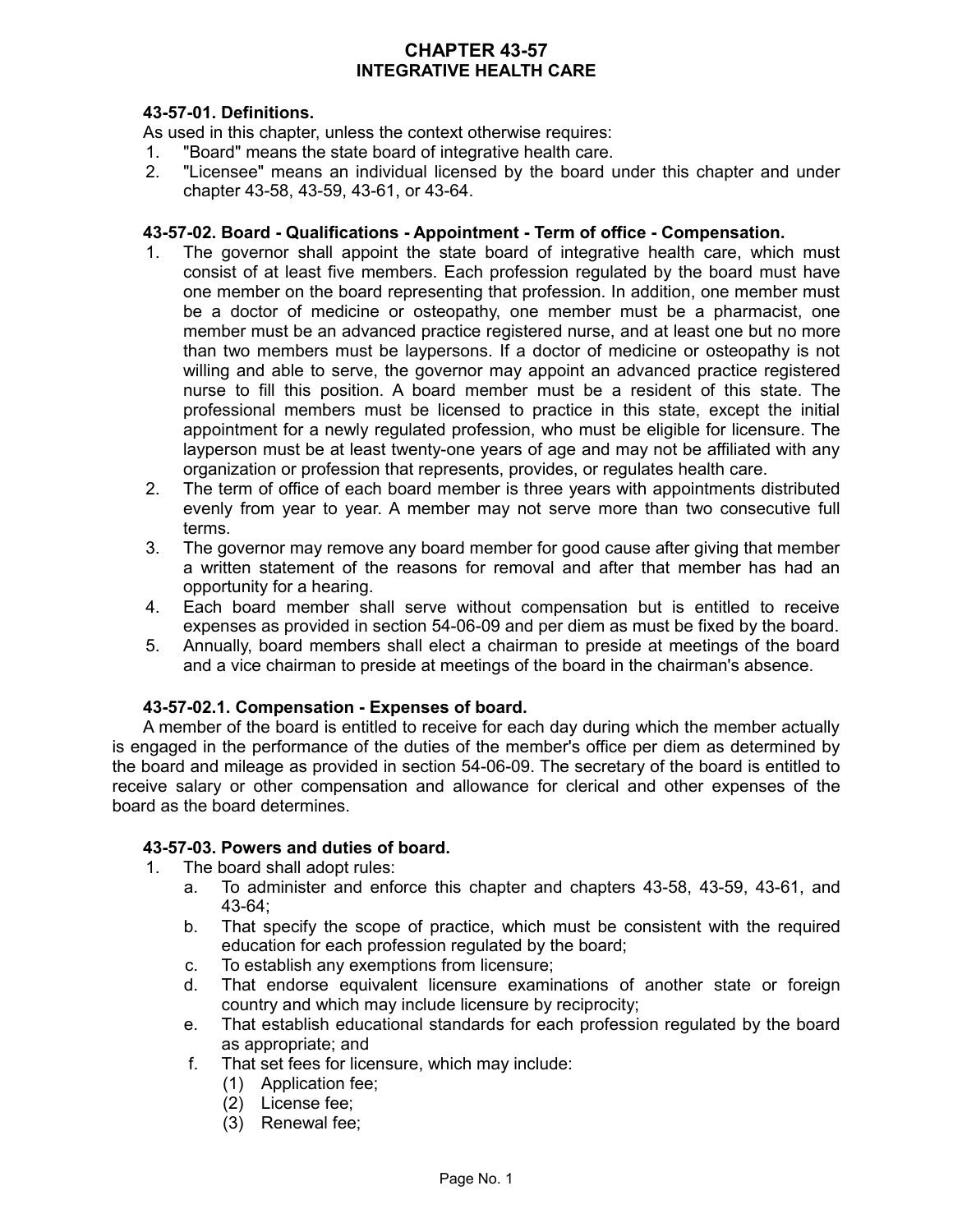# CHAPTER 43-57
# INTEGRATIVE HEALTH CARE

**43-57-01. Definitions.**

As used in this chapter, unless the context otherwise requires:

1. "Board" means the state board of integrative health care.
2. "Licensee" means an individual licensed by the board under this chapter and under chapter 43-58, 43-59, 43-61, or 43-64.

**43-57-02. Board - Qualifications - Appointment - Term of office - Compensation.**

1. The governor shall appoint the state board of integrative health care, which must consist of at least five members. Each profession regulated by the board must have one member on the board representing that profession. In addition, one member must be a doctor of medicine or osteopathy, one member must be a pharmacist, one member must be an advanced practice registered nurse, and at least one but no more than two members must be laypersons. If a doctor of medicine or osteopathy is not willing and able to serve, the governor may appoint an advanced practice registered nurse to fill this position. A board member must be a resident of this state. The professional members must be licensed to practice in this state, except the initial appointment for a newly regulated profession, who must be eligible for licensure. The layperson must be at least twenty-one years of age and may not be affiliated with any organization or profession that represents, provides, or regulates health care.
2. The term of office of each board member is three years with appointments distributed evenly from year to year. A member may not serve more than two consecutive full terms.
3. The governor may remove any board member for good cause after giving that member a written statement of the reasons for removal and after that member has had an opportunity for a hearing.
4. Each board member shall serve without compensation but is entitled to receive expenses as provided in section 54-06-09 and per diem as must be fixed by the board.
5. Annually, board members shall elect a chairman to preside at meetings of the board and a vice chairman to preside at meetings of the board in the chairman's absence.

**43-57-02.1. Compensation - Expenses of board.**

A member of the board is entitled to receive for each day during which the member actually is engaged in the performance of the duties of the member's office per diem as determined by the board and mileage as provided in section 54-06-09. The secretary of the board is entitled to receive salary or other compensation and allowance for clerical and other expenses of the board as the board determines.

**43-57-03. Powers and duties of board.**

1. The board shall adopt rules:
   a. To administer and enforce this chapter and chapters 43-58, 43-59, 43-61, and 43-64;
   b. That specify the scope of practice, which must be consistent with the required education for each profession regulated by the board;
   c. To establish any exemptions from licensure;
   d. That endorse equivalent licensure examinations of another state or foreign country and which may include licensure by reciprocity;
   e. That establish educational standards for each profession regulated by the board as appropriate; and
   f. That set fees for licensure, which may include:
      (1) Application fee;
      (2) License fee;
      (3) Renewal fee;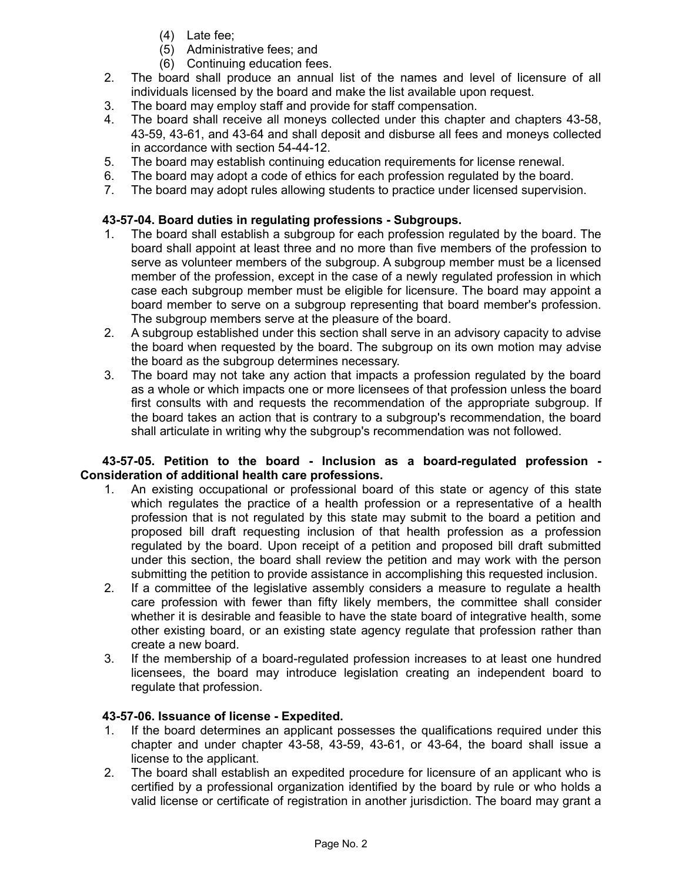(4) Late fee;
(5) Administrative fees; and
(6) Continuing education fees.

2. The board shall produce an annual list of the names and level of licensure of all individuals licensed by the board and make the list available upon request.
3. The board may employ staff and provide for staff compensation.
4. The board shall receive all moneys collected under this chapter and chapters 43-58, 43-59, 43-61, and 43-64 and shall deposit and disburse all fees and moneys collected in accordance with section 54-44-12.
5. The board may establish continuing education requirements for license renewal.
6. The board may adopt a code of ethics for each profession regulated by the board.
7. The board may adopt rules allowing students to practice under licensed supervision.

**43-57-04. Board duties in regulating professions - Subgroups.**

1. The board shall establish a subgroup for each profession regulated by the board. The board shall appoint at least three and no more than five members of the profession to serve as volunteer members of the subgroup. A subgroup member must be a licensed member of the profession, except in the case of a newly regulated profession in which case each subgroup member must be eligible for licensure. The board may appoint a board member to serve on a subgroup representing that board member's profession. The subgroup members serve at the pleasure of the board.
2. A subgroup established under this section shall serve in an advisory capacity to advise the board when requested by the board. The subgroup on its own motion may advise the board as the subgroup determines necessary.
3. The board may not take any action that impacts a profession regulated by the board as a whole or which impacts one or more licensees of that profession unless the board first consults with and requests the recommendation of the appropriate subgroup. If the board takes an action that is contrary to a subgroup's recommendation, the board shall articulate in writing why the subgroup's recommendation was not followed.

**43-57-05. Petition to the board - Inclusion as a board-regulated profession - Consideration of additional health care professions.**

1. An existing occupational or professional board of this state or agency of this state which regulates the practice of a health profession or a representative of a health profession that is not regulated by this state may submit to the board a petition and proposed bill draft requesting inclusion of that health profession as a profession regulated by the board. Upon receipt of a petition and proposed bill draft submitted under this section, the board shall review the petition and may work with the person submitting the petition to provide assistance in accomplishing this requested inclusion.
2. If a committee of the legislative assembly considers a measure to regulate a health care profession with fewer than fifty likely members, the committee shall consider whether it is desirable and feasible to have the state board of integrative health, some other existing board, or an existing state agency regulate that profession rather than create a new board.
3. If the membership of a board-regulated profession increases to at least one hundred licensees, the board may introduce legislation creating an independent board to regulate that profession.

**43-57-06. Issuance of license - Expedited.**

1. If the board determines an applicant possesses the qualifications required under this chapter and under chapter 43-58, 43-59, 43-61, or 43-64, the board shall issue a license to the applicant.
2. The board shall establish an expedited procedure for licensure of an applicant who is certified by a professional organization identified by the board by rule or who holds a valid license or certificate of registration in another jurisdiction. The board may grant a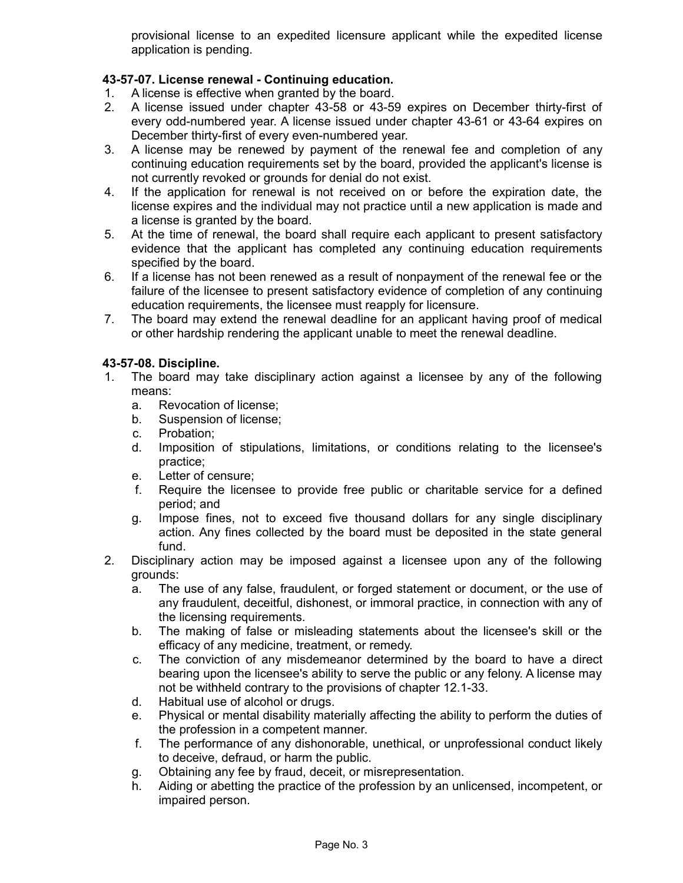provisional license to an expedited licensure applicant while the expedited license application is pending.

**43-57-07. License renewal - Continuing education.**

1. A license is effective when granted by the board.
2. A license issued under chapter 43-58 or 43-59 expires on December thirty-first of every odd-numbered year. A license issued under chapter 43-61 or 43-64 expires on December thirty-first of every even-numbered year.
3. A license may be renewed by payment of the renewal fee and completion of any continuing education requirements set by the board, provided the applicant's license is not currently revoked or grounds for denial do not exist.
4. If the application for renewal is not received on or before the expiration date, the license expires and the individual may not practice until a new application is made and a license is granted by the board.
5. At the time of renewal, the board shall require each applicant to present satisfactory evidence that the applicant has completed any continuing education requirements specified by the board.
6. If a license has not been renewed as a result of nonpayment of the renewal fee or the failure of the licensee to present satisfactory evidence of completion of any continuing education requirements, the licensee must reapply for licensure.
7. The board may extend the renewal deadline for an applicant having proof of medical or other hardship rendering the applicant unable to meet the renewal deadline.

**43-57-08. Discipline.**

1. The board may take disciplinary action against a licensee by any of the following means:
   a. Revocation of license;
   b. Suspension of license;
   c. Probation;
   d. Imposition of stipulations, limitations, or conditions relating to the licensee's practice;
   e. Letter of censure;
   f. Require the licensee to provide free public or charitable service for a defined period; and
   g. Impose fines, not to exceed five thousand dollars for any single disciplinary action. Any fines collected by the board must be deposited in the state general fund.
2. Disciplinary action may be imposed against a licensee upon any of the following grounds:
   a. The use of any false, fraudulent, or forged statement or document, or the use of any fraudulent, deceitful, dishonest, or immoral practice, in connection with any of the licensing requirements.
   b. The making of false or misleading statements about the licensee's skill or the efficacy of any medicine, treatment, or remedy.
   c. The conviction of any misdemeanor determined by the board to have a direct bearing upon the licensee's ability to serve the public or any felony. A license may not be withheld contrary to the provisions of chapter 12.1-33.
   d. Habitual use of alcohol or drugs.
   e. Physical or mental disability materially affecting the ability to perform the duties of the profession in a competent manner.
   f. The performance of any dishonorable, unethical, or unprofessional conduct likely to deceive, defraud, or harm the public.
   g. Obtaining any fee by fraud, deceit, or misrepresentation.
   h. Aiding or abetting the practice of the profession by an unlicensed, incompetent, or impaired person.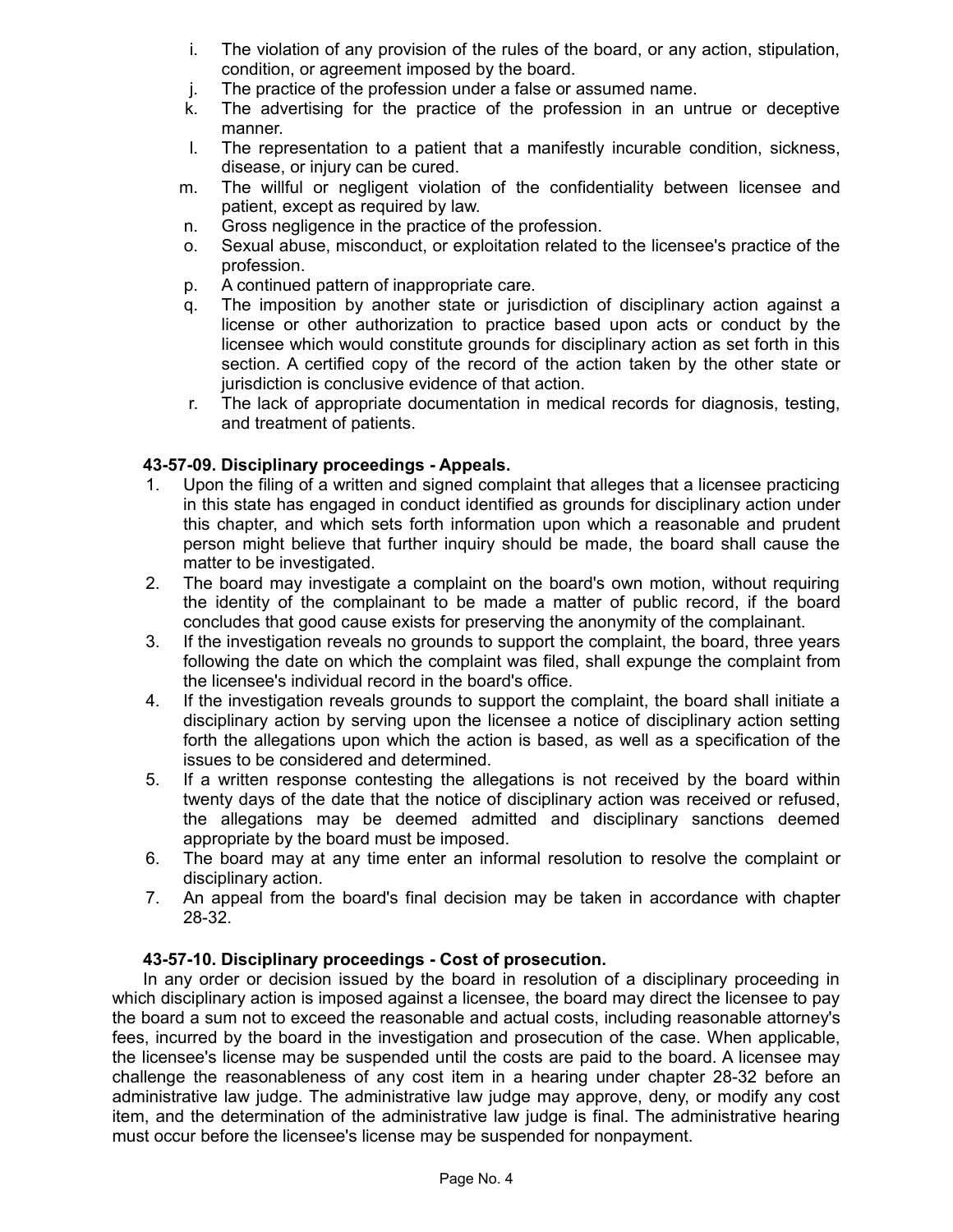i. The violation of any provision of the rules of the board, or any action, stipulation, condition, or agreement imposed by the board.
j. The practice of the profession under a false or assumed name.
k. The advertising for the practice of the profession in an untrue or deceptive manner.
l. The representation to a patient that a manifestly incurable condition, sickness, disease, or injury can be cured.
m. The willful or negligent violation of the confidentiality between licensee and patient, except as required by law.
n. Gross negligence in the practice of the profession.
o. Sexual abuse, misconduct, or exploitation related to the licensee's practice of the profession.
p. A continued pattern of inappropriate care.
q. The imposition by another state or jurisdiction of disciplinary action against a license or other authorization to practice based upon acts or conduct by the licensee which would constitute grounds for disciplinary action as set forth in this section. A certified copy of the record of the action taken by the other state or jurisdiction is conclusive evidence of that action.
r. The lack of appropriate documentation in medical records for diagnosis, testing, and treatment of patients.

**43-57-09. Disciplinary proceedings - Appeals.**

1. Upon the filing of a written and signed complaint that alleges that a licensee practicing in this state has engaged in conduct identified as grounds for disciplinary action under this chapter, and which sets forth information upon which a reasonable and prudent person might believe that further inquiry should be made, the board shall cause the matter to be investigated.
2. The board may investigate a complaint on the board's own motion, without requiring the identity of the complainant to be made a matter of public record, if the board concludes that good cause exists for preserving the anonymity of the complainant.
3. If the investigation reveals no grounds to support the complaint, the board, three years following the date on which the complaint was filed, shall expunge the complaint from the licensee's individual record in the board's office.
4. If the investigation reveals grounds to support the complaint, the board shall initiate a disciplinary action by serving upon the licensee a notice of disciplinary action setting forth the allegations upon which the action is based, as well as a specification of the issues to be considered and determined.
5. If a written response contesting the allegations is not received by the board within twenty days of the date that the notice of disciplinary action was received or refused, the allegations may be deemed admitted and disciplinary sanctions deemed appropriate by the board must be imposed.
6. The board may at any time enter an informal resolution to resolve the complaint or disciplinary action.
7. An appeal from the board's final decision may be taken in accordance with chapter 28-32.

**43-57-10. Disciplinary proceedings - Cost of prosecution.**

In any order or decision issued by the board in resolution of a disciplinary proceeding in which disciplinary action is imposed against a licensee, the board may direct the licensee to pay the board a sum not to exceed the reasonable and actual costs, including reasonable attorney's fees, incurred by the board in the investigation and prosecution of the case. When applicable, the licensee's license may be suspended until the costs are paid to the board. A licensee may challenge the reasonableness of any cost item in a hearing under chapter 28-32 before an administrative law judge. The administrative law judge may approve, deny, or modify any cost item, and the determination of the administrative law judge is final. The administrative hearing must occur before the licensee's license may be suspended for nonpayment.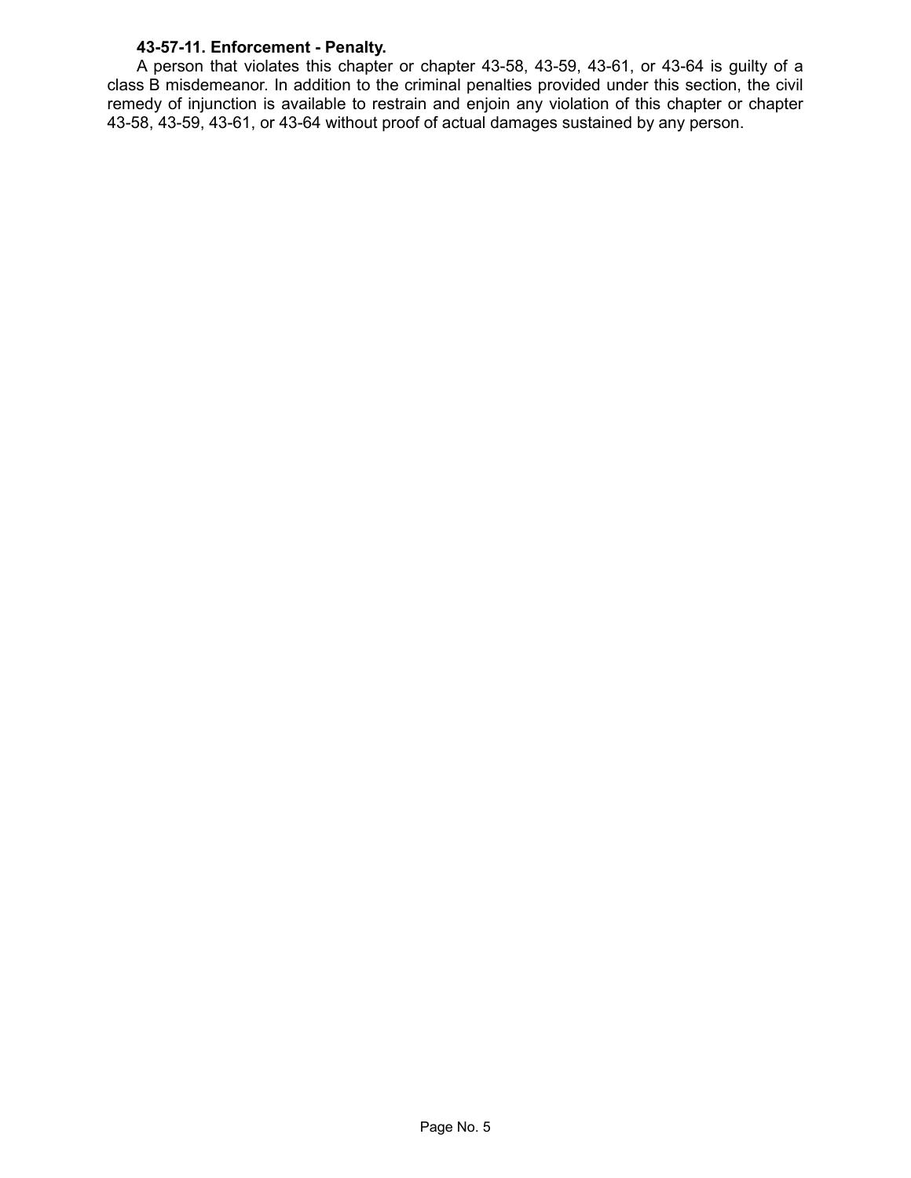**43-57-11. Enforcement - Penalty.**

A person that violates this chapter or chapter 43-58, 43-59, 43-61, or 43-64 is guilty of a class B misdemeanor. In addition to the criminal penalties provided under this section, the civil remedy of injunction is available to restrain and enjoin any violation of this chapter or chapter 43-58, 43-59, 43-61, or 43-64 without proof of actual damages sustained by any person.